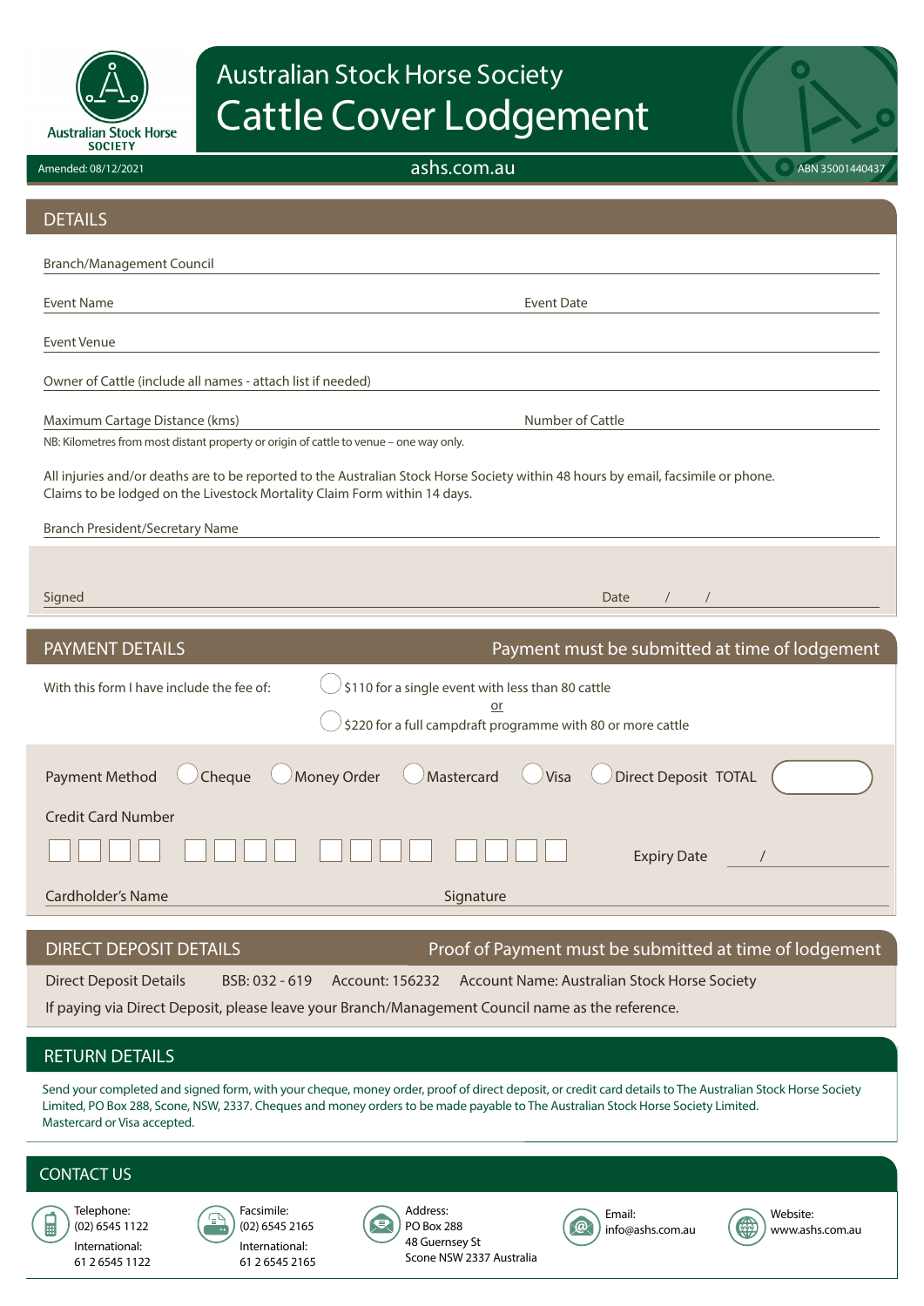Australian Stock Horse SOCIETY

# Australian Stock Horse Society
# Cattle Cover Lodgement

Amended: 08/12/2021

ashs.com.au

ABN 35001440437

## DETAILS

Branch/Management Council

Event Name | Event Date

Event Venue

Owner of Cattle (include all names - attach list if needed)

Maximum Cartage Distance (kms) | Number of Cattle

NB: Kilometres from most distant property or origin of cattle to venue – one way only.

All injuries and/or deaths are to be reported to the Australian Stock Horse Society within 48 hours by email, facsimile or phone. Claims to be lodged on the Livestock Mortality Claim Form within 14 days.

Branch President/Secretary Name

Signed | Date / /

## PAYMENT DETAILS

Payment must be submitted at time of lodgement

With this form I have include the fee of:

- ◯ $110 for a single event with less than 80 cattle

or

- ◯ $220 for a full campdraft programme with 80 or more cattle

Payment Method ◯ Cheque ◯ Money Order ◯ Mastercard ◯ Visa ◯ Direct Deposit TOTAL

Credit Card Number

☐☐☐☐ ☐☐☐☐ ☐☐☐☐ ☐☐☐☐ Expiry Date /

Cardholder's Name | Signature

## DIRECT DEPOSIT DETAILS

Proof of Payment must be submitted at time of lodgement

Direct Deposit Details BSB: 032 - 619 Account: 156232 Account Name: Australian Stock Horse Society

If paying via Direct Deposit, please leave your Branch/Management Council name as the reference.

## RETURN DETAILS

Send your completed and signed form, with your cheque, money order, proof of direct deposit, or credit card details to The Australian Stock Horse Society Limited, PO Box 288, Scone, NSW, 2337. Cheques and money orders to be made payable to The Australian Stock Horse Society Limited. Mastercard or Visa accepted.

## CONTACT US

Telephone:
(02) 6545 1122
International:
61 2 6545 1122

Facsimile:
(02) 6545 2165
International:
61 2 6545 2165

Address:
PO Box 288
48 Guernsey St
Scone NSW 2337 Australia

Email:
info@ashs.com.au

Website:
www.ashs.com.au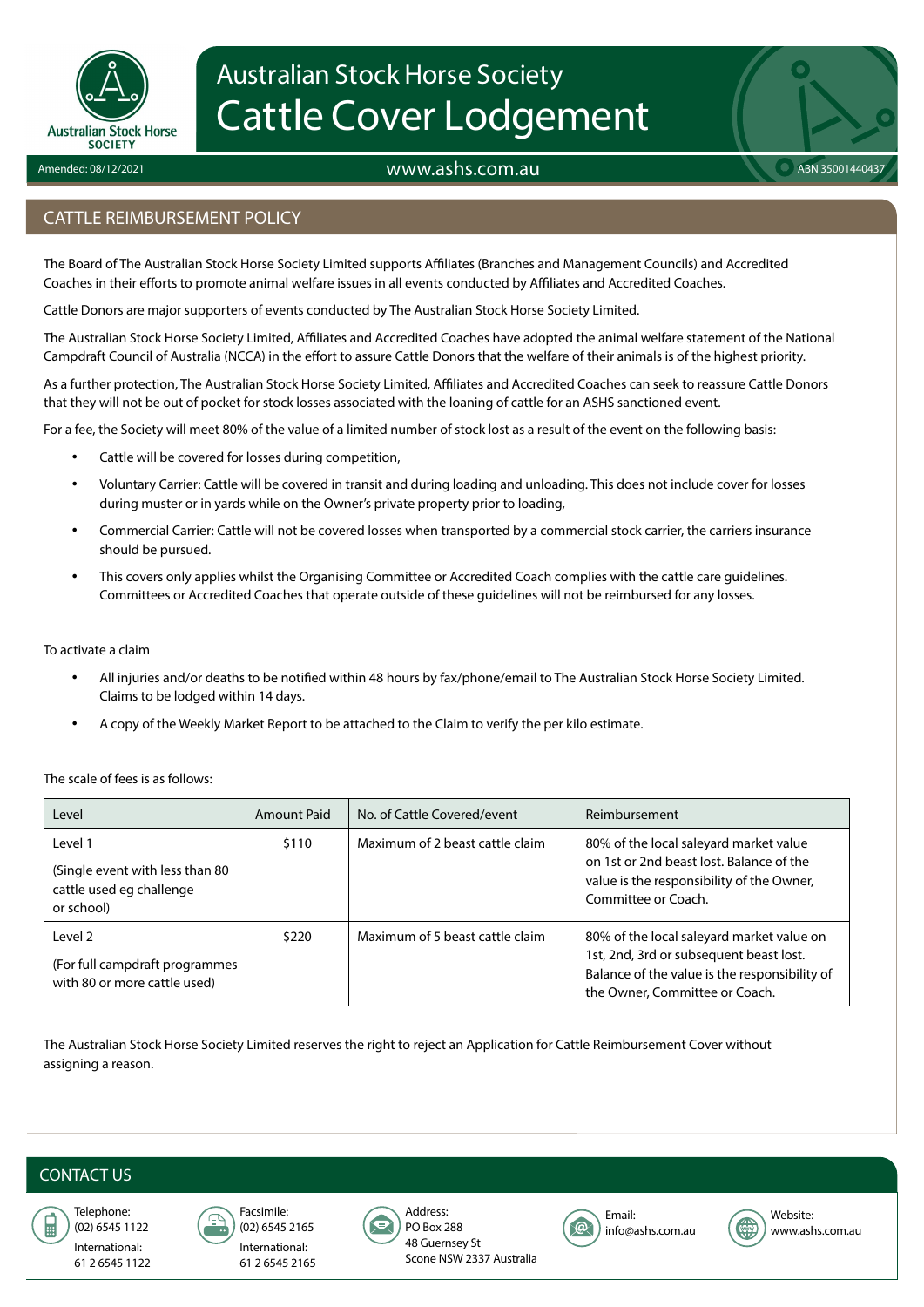# Australian Stock Horse Society

# Cattle Cover Lodgement

Amended: 08/12/2021

www.ashs.com.au

ABN 35001440437

## CATTLE REIMBURSEMENT POLICY

The Board of The Australian Stock Horse Society Limited supports Affiliates (Branches and Management Councils) and Accredited Coaches in their efforts to promote animal welfare issues in all events conducted by Affiliates and Accredited Coaches.

Cattle Donors are major supporters of events conducted by The Australian Stock Horse Society Limited.

The Australian Stock Horse Society Limited, Affiliates and Accredited Coaches have adopted the animal welfare statement of the National Campdraft Council of Australia (NCCA) in the effort to assure Cattle Donors that the welfare of their animals is of the highest priority.

As a further protection, The Australian Stock Horse Society Limited, Affiliates and Accredited Coaches can seek to reassure Cattle Donors that they will not be out of pocket for stock losses associated with the loaning of cattle for an ASHS sanctioned event.

For a fee, the Society will meet 80% of the value of a limited number of stock lost as a result of the event on the following basis:

- Cattle will be covered for losses during competition,
- Voluntary Carrier: Cattle will be covered in transit and during loading and unloading. This does not include cover for losses during muster or in yards while on the Owner's private property prior to loading,
- Commercial Carrier: Cattle will not be covered losses when transported by a commercial stock carrier, the carriers insurance should be pursued.
- This covers only applies whilst the Organising Committee or Accredited Coach complies with the cattle care guidelines. Committees or Accredited Coaches that operate outside of these guidelines will not be reimbursed for any losses.

To activate a claim

- All injuries and/or deaths to be notified within 48 hours by fax/phone/email to The Australian Stock Horse Society Limited. Claims to be lodged within 14 days.
- A copy of the Weekly Market Report to be attached to the Claim to verify the per kilo estimate.

The scale of fees is as follows:

| Level | Amount Paid | No. of Cattle Covered/event | Reimbursement |
|---|---|---|---|
| Level 1<br>(Single event with less than 80 cattle used eg challenge or school) | $110 | Maximum of 2 beast cattle claim | 80% of the local saleyard market value on 1st or 2nd beast lost. Balance of the value is the responsibility of the Owner, Committee or Coach. |
| Level 2<br>(For full campdraft programmes with 80 or more cattle used) | $220 | Maximum of 5 beast cattle claim | 80% of the local saleyard market value on 1st, 2nd, 3rd or subsequent beast lost. Balance of the value is the responsibility of the Owner, Committee or Coach. |

The Australian Stock Horse Society Limited reserves the right to reject an Application for Cattle Reimbursement Cover without assigning a reason.

## CONTACT US

Telephone:
(02) 6545 1122
International:
61 2 6545 1122

Facsimile:
(02) 6545 2165
International:
61 2 6545 2165

Address:
PO Box 288
48 Guernsey St
Scone NSW 2337 Australia

Email:
info@ashs.com.au

Website:
www.ashs.com.au